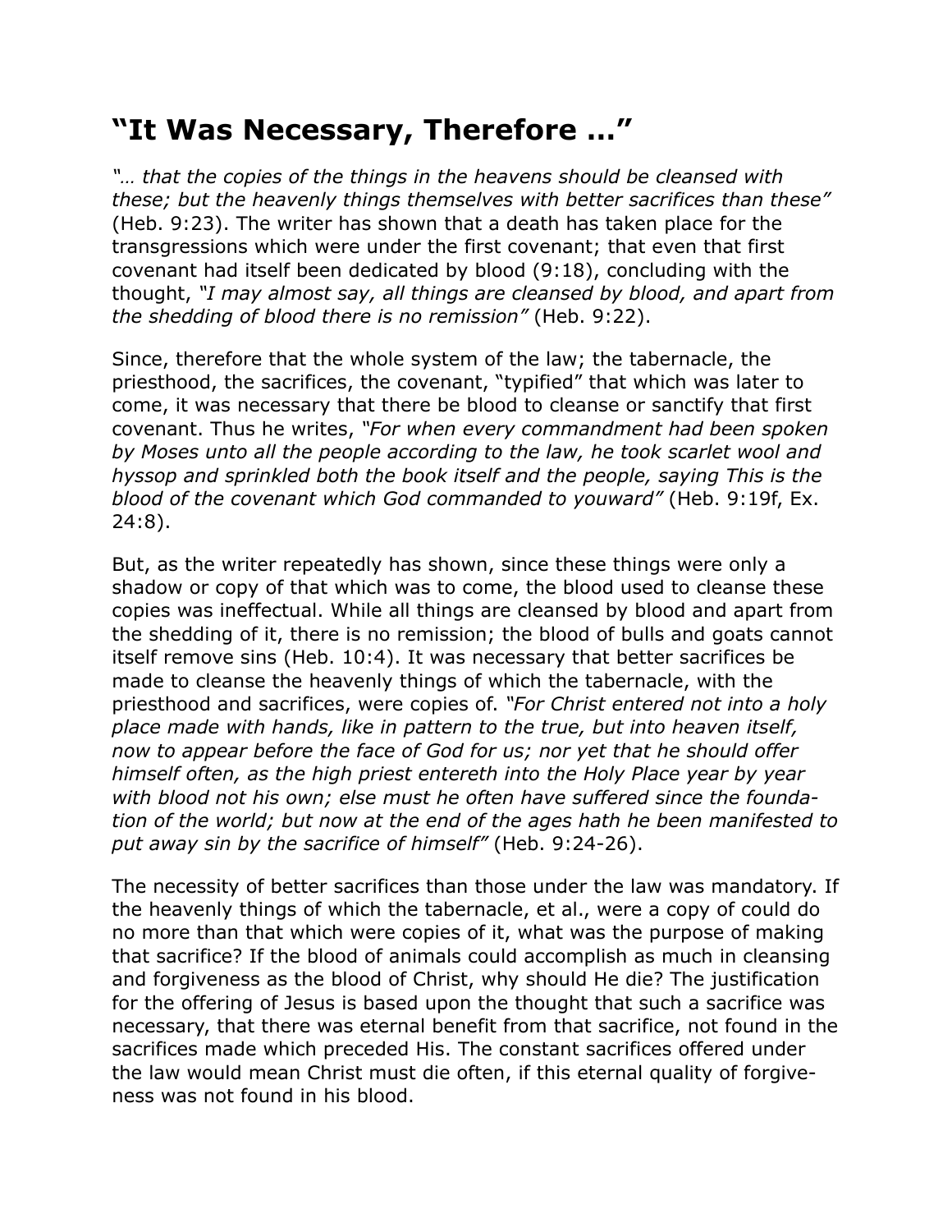# "It Was Necessary, Therefore …"

*"… that the copies of the things in the heavens should be cleansed with these; but the heavenly things themselves with better sacrifices than these"* (Heb. 9:23). The writer has shown that a death has taken place for the transgressions which were under the first covenant; that even that first covenant had itself been dedicated by blood (9:18), concluding with the thought, *"I may almost say, all things are cleansed by blood, and apart from the shedding of blood there is no remission"* (Heb. 9:22).

Since, therefore that the whole system of the law; the tabernacle, the priesthood, the sacrifices, the covenant, "typified" that which was later to come, it was necessary that there be blood to cleanse or sanctify that first covenant. Thus he writes, *"For when every commandment had been spoken by Moses unto all the people according to the law, he took scarlet wool and hyssop and sprinkled both the book itself and the people, saying This is the blood of the covenant which God commanded to youward"* (Heb. 9:19f, Ex. 24:8).

But, as the writer repeatedly has shown, since these things were only a shadow or copy of that which was to come, the blood used to cleanse these copies was ineffectual. While all things are cleansed by blood and apart from the shedding of it, there is no remission; the blood of bulls and goats cannot itself remove sins (Heb. 10:4). It was necessary that better sacrifices be made to cleanse the heavenly things of which the tabernacle, with the priesthood and sacrifices, were copies of. *"For Christ entered not into a holy place made with hands, like in pattern to the true, but into heaven itself, now to appear before the face of God for us; nor yet that he should offer himself often, as the high priest entereth into the Holy Place year by year with blood not his own; else must he often have suffered since the foundation of the world; but now at the end of the ages hath he been manifested to put away sin by the sacrifice of himself"* (Heb. 9:24-26).

The necessity of better sacrifices than those under the law was mandatory. If the heavenly things of which the tabernacle, et al., were a copy of could do no more than that which were copies of it, what was the purpose of making that sacrifice? If the blood of animals could accomplish as much in cleansing and forgiveness as the blood of Christ, why should He die? The justification for the offering of Jesus is based upon the thought that such a sacrifice was necessary, that there was eternal benefit from that sacrifice, not found in the sacrifices made which preceded His. The constant sacrifices offered under the law would mean Christ must die often, if this eternal quality of forgiveness was not found in his blood.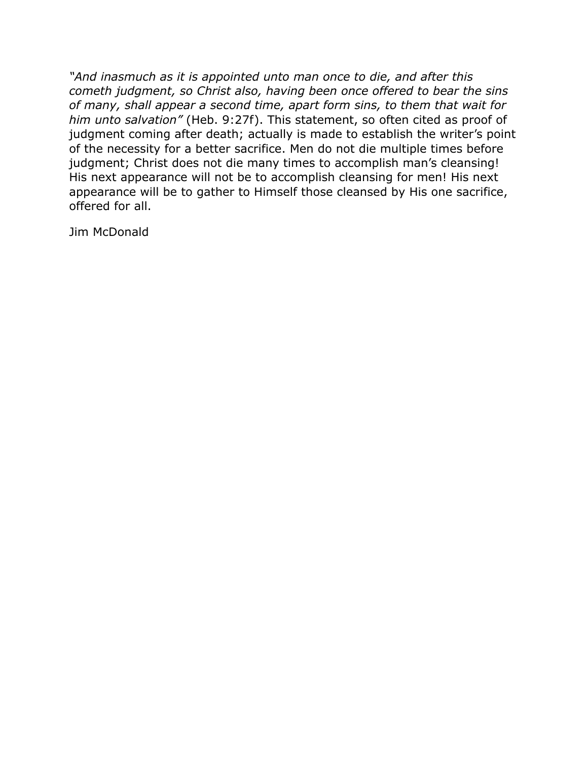*"And inasmuch as it is appointed unto man once to die, and after this cometh judgment, so Christ also, having been once offered to bear the sins of many, shall appear a second time, apart form sins, to them that wait for him unto salvation"* (Heb. 9:27f). This statement, so often cited as proof of judgment coming after death; actually is made to establish the writer's point of the necessity for a better sacrifice. Men do not die multiple times before judgment; Christ does not die many times to accomplish man's cleansing! His next appearance will not be to accomplish cleansing for men! His next appearance will be to gather to Himself those cleansed by His one sacrifice, offered for all.

Jim McDonald